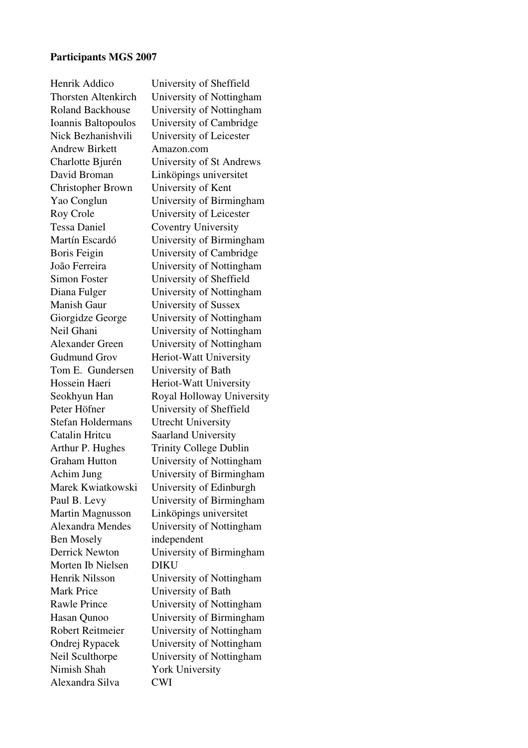**Participants MGS 2007**

| | |
|---|---|
| Henrik Addico | University of Sheffield |
| Thorsten Altenkirch | University of Nottingham |
| Roland Backhouse | University of Nottingham |
| Ioannis Baltopoulos | University of Cambridge |
| Nick Bezhanishvili | University of Leicester |
| Andrew Birkett | Amazon.com |
| Charlotte Bjurén | University of St Andrews |
| David Broman | Linköpings universitet |
| Christopher Brown | University of Kent |
| Yao Conglun | University of Birmingham |
| Roy Crole | University of Leicester |
| Tessa Daniel | Coventry University |
| Martín Escardó | University of Birmingham |
| Boris Feigin | University of Cambridge |
| João Ferreira | University of Nottingham |
| Simon Foster | University of Sheffield |
| Diana Fulger | University of Nottingham |
| Manish Gaur | University of Sussex |
| Giorgidze George | University of Nottingham |
| Neil Ghani | University of Nottingham |
| Alexander Green | University of Nottingham |
| Gudmund Grov | Heriot-Watt University |
| Tom E. Gundersen | University of Bath |
| Hossein Haeri | Heriot-Watt University |
| Seokhyun Han | Royal Holloway University |
| Peter Höfner | University of Sheffield |
| Stefan Holdermans | Utrecht University |
| Catalin Hritcu | Saarland University |
| Arthur P. Hughes | Trinity College Dublin |
| Graham Hutton | University of Nottingham |
| Achim Jung | University of Birmingham |
| Marek Kwiatkowski | University of Edinburgh |
| Paul B. Levy | University of Birmingham |
| Martin Magnusson | Linköpings universitet |
| Alexandra Mendes | University of Nottingham |
| Ben Mosely | independent |
| Derrick Newton | University of Birmingham |
| Morten Ib Nielsen | DIKU |
| Henrik Nilsson | University of Nottingham |
| Mark Price | University of Bath |
| Rawle Prince | University of Nottingham |
| Hasan Qunoo | University of Birmingham |
| Robert Reitmeier | University of Nottingham |
| Ondrej Rypacek | University of Nottingham |
| Neil Sculthorpe | University of Nottingham |
| Nimish Shah | York University |
| Alexandra Silva | CWI |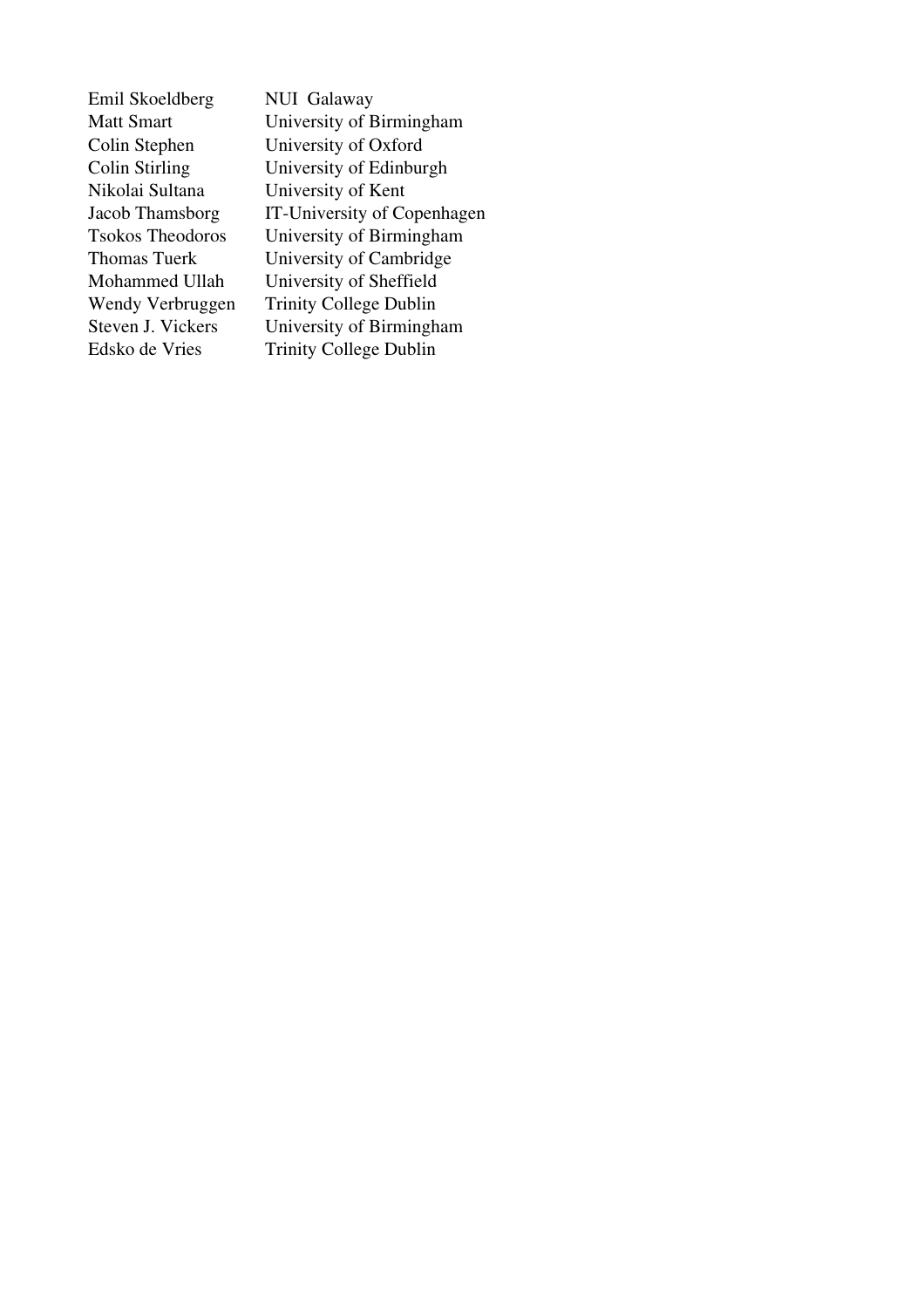| | |
|---|---|
| Emil Skoeldberg | NUI Galaway |
| Matt Smart | University of Birmingham |
| Colin Stephen | University of Oxford |
| Colin Stirling | University of Edinburgh |
| Nikolai Sultana | University of Kent |
| Jacob Thamsborg | IT-University of Copenhagen |
| Tsokos Theodoros | University of Birmingham |
| Thomas Tuerk | University of Cambridge |
| Mohammed Ullah | University of Sheffield |
| Wendy Verbruggen | Trinity College Dublin |
| Steven J. Vickers | University of Birmingham |
| Edsko de Vries | Trinity College Dublin |